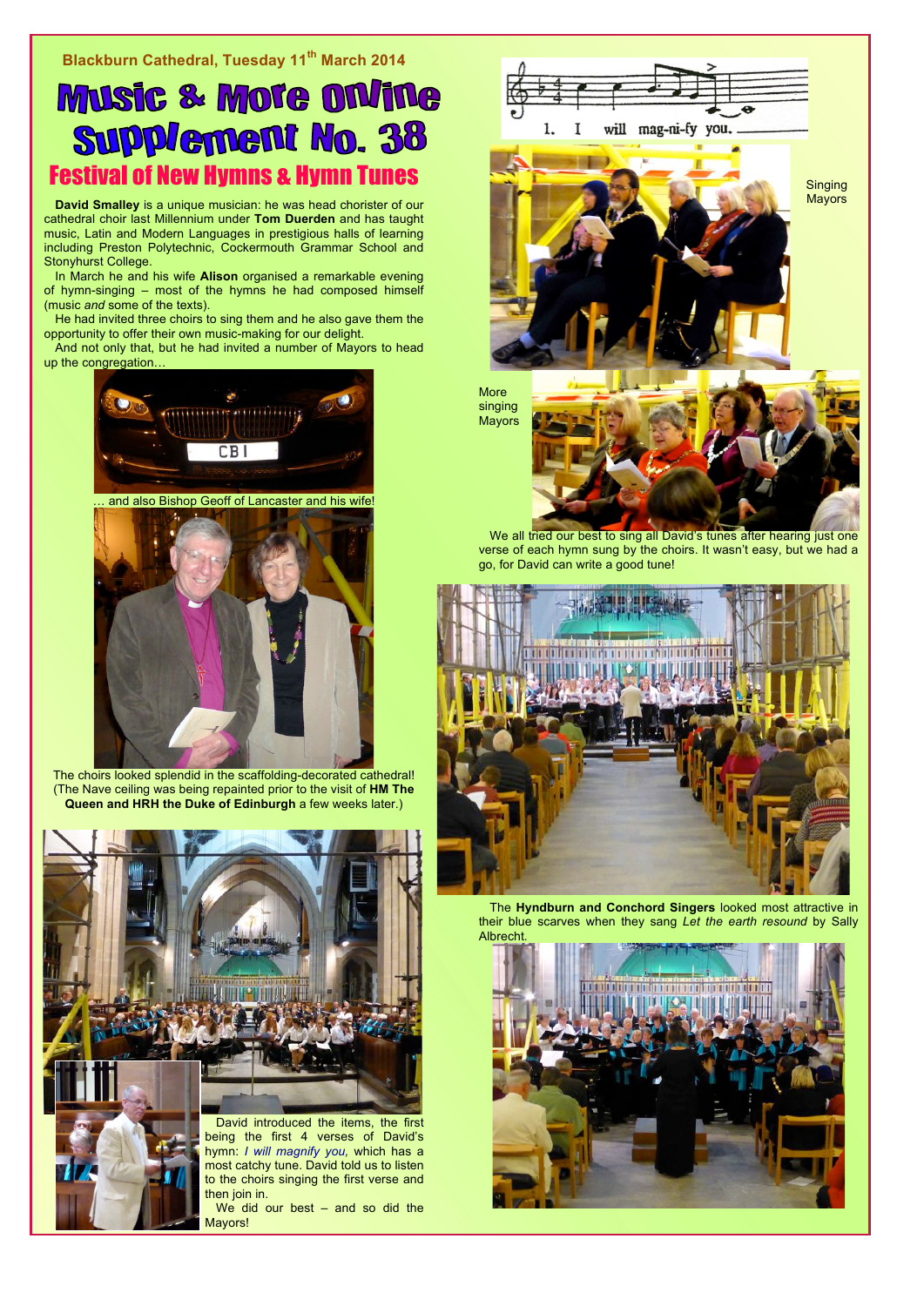Blackburn Cathedral, Tuesday 11th March 2014

# Music & More Online Supplement No. 38

## Festival of New Hymns & Hymn Tunes

**David Smalley** is a unique musician: he was head chorister of our cathedral choir last Millennium under **Tom Duerden** and has taught music, Latin and Modern Languages in prestigious halls of learning including Preston Polytechnic, Cockermouth Grammar School and Stonyhurst College.

In March he and his wife **Alison** organised a remarkable evening of hymn-singing – most of the hymns he had composed himself (music *and* some of the texts).

He had invited three choirs to sing them and he also gave them the opportunity to offer their own music-making for our delight.

And not only that, but he had invited a number of Mayors to head up the congregation…

… and also Bishop Geoff of Lancaster and his wife!

The choirs looked splendid in the scaffolding-decorated cathedral! (The Nave ceiling was being repainted prior to the visit of **HM The Queen and HRH the Duke of Edinburgh** a few weeks later.)

David introduced the items, the first being the first 4 verses of David's hymn: *I will magnify you,* which has a most catchy tune. David told us to listen to the choirs singing the first verse and then join in.

We did our best – and so did the Mayors!

1. I will mag-ni-fy you.

Singing Mayors

More singing Mayors

We all tried our best to sing all David's tunes after hearing just one verse of each hymn sung by the choirs. It wasn't easy, but we had a go, for David can write a good tune!

The **Hyndburn and Conchord Singers** looked most attractive in their blue scarves when they sang *Let the earth resound* by Sally Albrecht.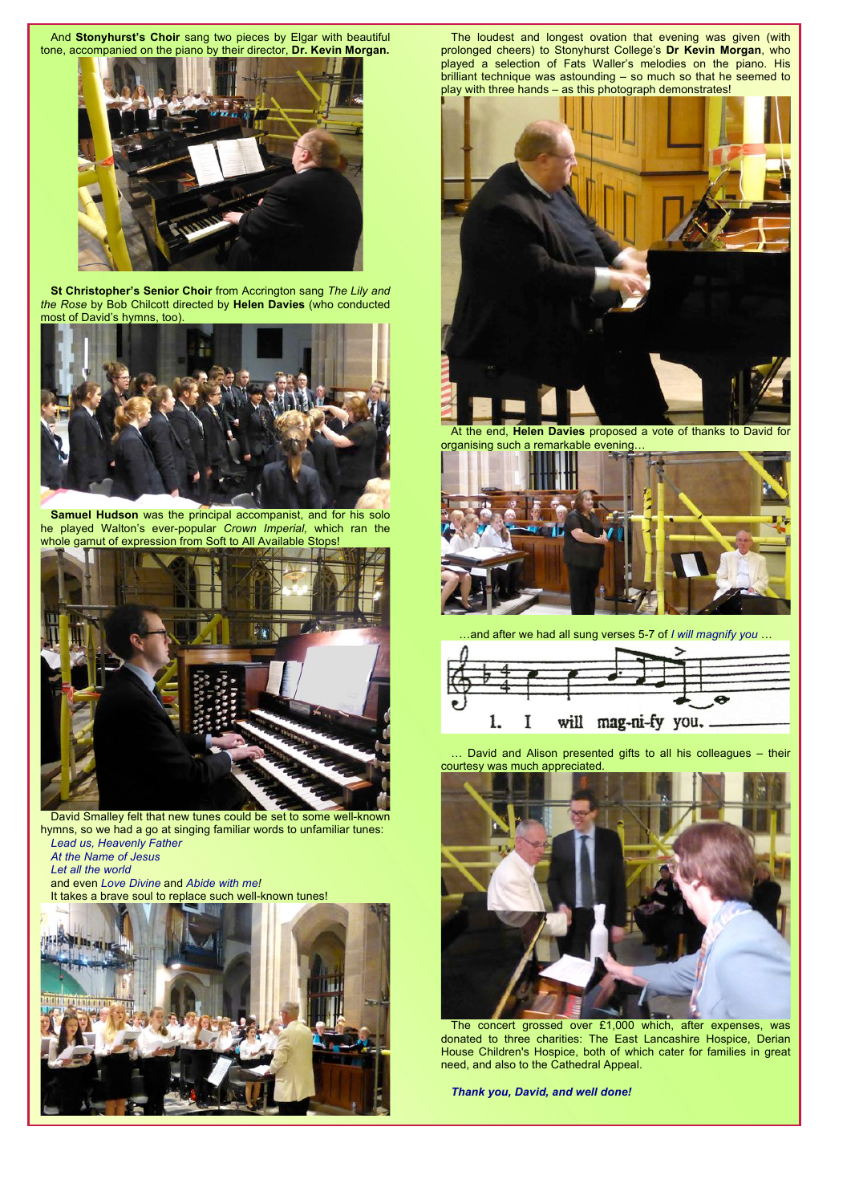And **Stonyhurst's Choir** sang two pieces by Elgar with beautiful tone, accompanied on the piano by their director, **Dr. Kevin Morgan.**

**St Christopher's Senior Choir** from Accrington sang *The Lily and the Rose* by Bob Chilcott directed by **Helen Davies** (who conducted most of David's hymns, too).

**Samuel Hudson** was the principal accompanist, and for his solo he played Walton's ever-popular *Crown Imperial,* which ran the whole gamut of expression from Soft to All Available Stops!

David Smalley felt that new tunes could be set to some well-known hymns, so we had a go at singing familiar words to unfamiliar tunes:

*Lead us, Heavenly Father*
*At the Name of Jesus*
*Let all the world*
and even *Love Divine* and *Abide with me!*

It takes a brave soul to replace such well-known tunes!

The loudest and longest ovation that evening was given (with prolonged cheers) to Stonyhurst College's **Dr Kevin Morgan**, who played a selection of Fats Waller's melodies on the piano. His brilliant technique was astounding – so much so that he seemed to play with three hands – as this photograph demonstrates!

At the end, **Helen Davies** proposed a vote of thanks to David for organising such a remarkable evening…

…and after we had all sung verses 5-7 of *I will magnify you* …

1. I will mag-ni-fy you.

… David and Alison presented gifts to all his colleagues – their courtesy was much appreciated.

The concert grossed over £1,000 which, after expenses, was donated to three charities: The East Lancashire Hospice, Derian House Children's Hospice, both of which cater for families in great need, and also to the Cathedral Appeal.

***Thank you, David, and well done!***